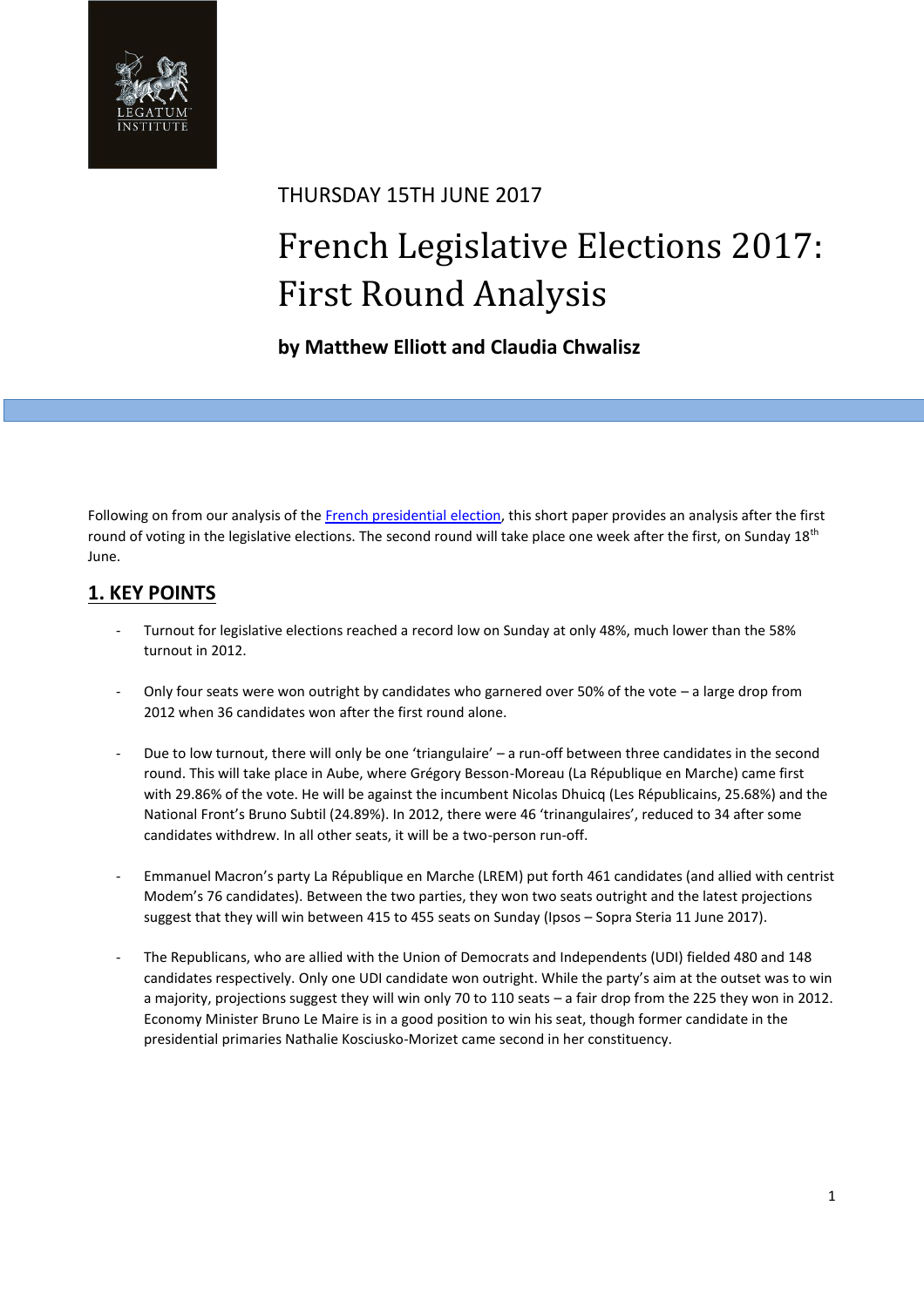THURSDAY 15TH JUNE 2017

# French Legislative Elections 2017: First Round Analysis

**by Matthew Elliott and Claudia Chwalisz**

Following on from our analysis of the French presidential election, this short paper provides an analysis after the first round of voting in the legislative elections. The second round will take place one week after the first, on Sunday 18th June.

## 1. KEY POINTS

- Turnout for legislative elections reached a record low on Sunday at only 48%, much lower than the 58% turnout in 2012.

- Only four seats were won outright by candidates who garnered over 50% of the vote – a large drop from 2012 when 36 candidates won after the first round alone.

- Due to low turnout, there will only be one 'triangulaire' – a run-off between three candidates in the second round. This will take place in Aube, where Grégory Besson-Moreau (La République en Marche) came first with 29.86% of the vote. He will be against the incumbent Nicolas Dhuicq (Les Républicains, 25.68%) and the National Front's Bruno Subtil (24.89%). In 2012, there were 46 'trinangulaires', reduced to 34 after some candidates withdrew. In all other seats, it will be a two-person run-off.

- Emmanuel Macron's party La République en Marche (LREM) put forth 461 candidates (and allied with centrist Modem's 76 candidates). Between the two parties, they won two seats outright and the latest projections suggest that they will win between 415 to 455 seats on Sunday (Ipsos – Sopra Steria 11 June 2017).

- The Republicans, who are allied with the Union of Democrats and Independents (UDI) fielded 480 and 148 candidates respectively. Only one UDI candidate won outright. While the party's aim at the outset was to win a majority, projections suggest they will win only 70 to 110 seats – a fair drop from the 225 they won in 2012. Economy Minister Bruno Le Maire is in a good position to win his seat, though former candidate in the presidential primaries Nathalie Kosciusko-Morizet came second in her constituency.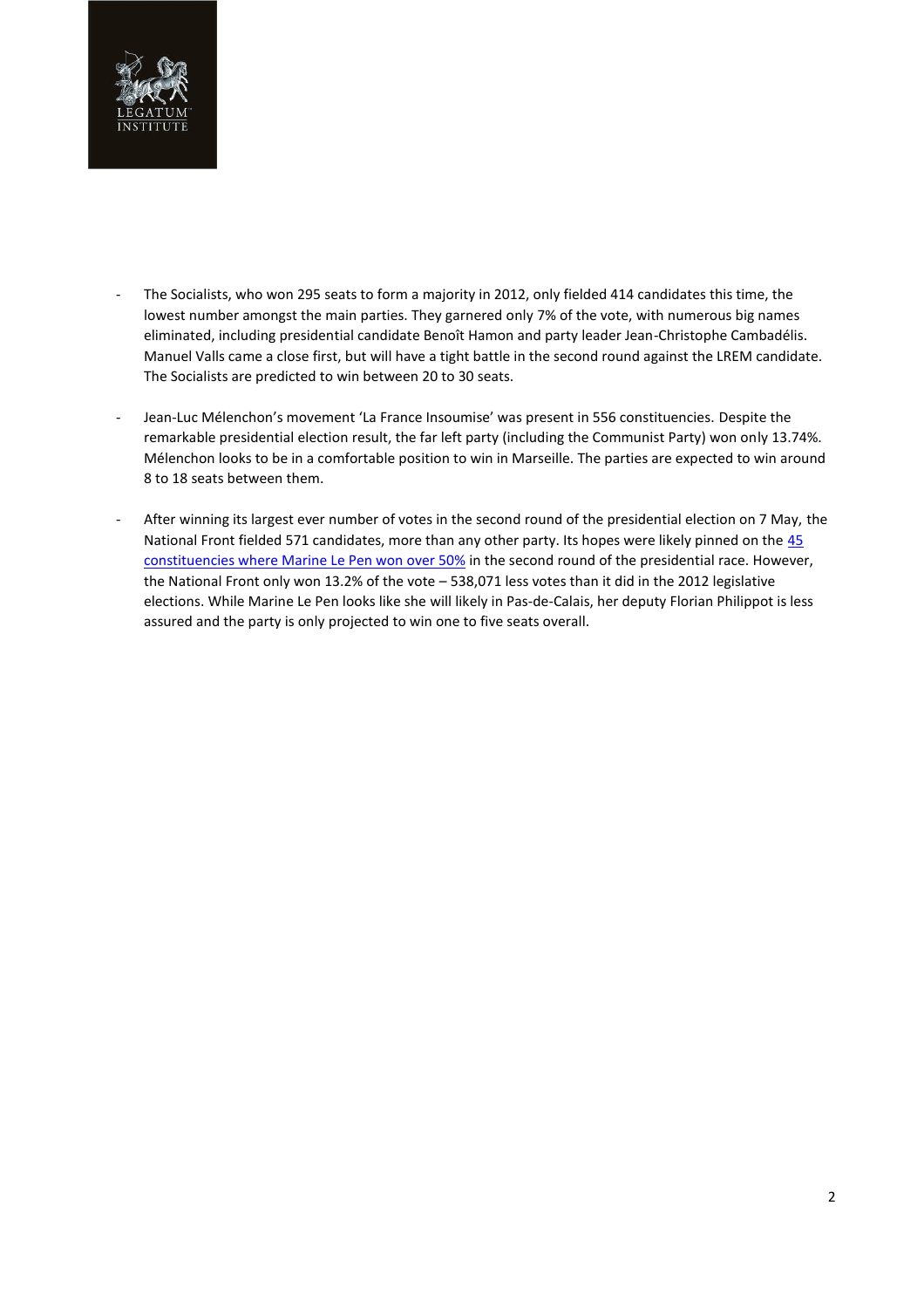- The Socialists, who won 295 seats to form a majority in 2012, only fielded 414 candidates this time, the lowest number amongst the main parties. They garnered only 7% of the vote, with numerous big names eliminated, including presidential candidate Benoît Hamon and party leader Jean-Christophe Cambadélis. Manuel Valls came a close first, but will have a tight battle in the second round against the LREM candidate. The Socialists are predicted to win between 20 to 30 seats.

- Jean-Luc Mélenchon's movement 'La France Insoumise' was present in 556 constituencies. Despite the remarkable presidential election result, the far left party (including the Communist Party) won only 13.74%. Mélenchon looks to be in a comfortable position to win in Marseille. The parties are expected to win around 8 to 18 seats between them.

- After winning its largest ever number of votes in the second round of the presidential election on 7 May, the National Front fielded 571 candidates, more than any other party. Its hopes were likely pinned on the [45 constituencies where Marine Le Pen won over 50%] in the second round of the presidential race. However, the National Front only won 13.2% of the vote – 538,071 less votes than it did in the 2012 legislative elections. While Marine Le Pen looks like she will likely in Pas-de-Calais, her deputy Florian Philippot is less assured and the party is only projected to win one to five seats overall.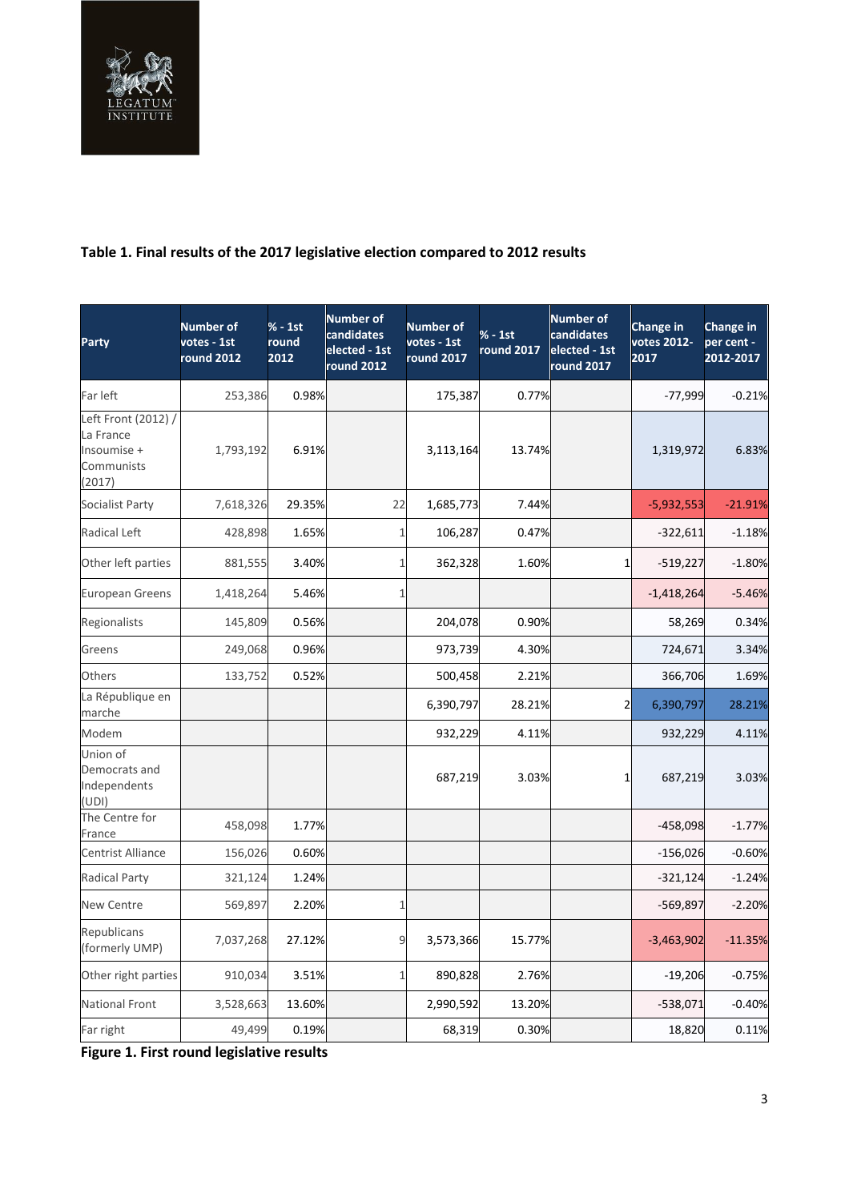**Table 1. Final results of the 2017 legislative election compared to 2012 results**

| Party | Number of votes - 1st round 2012 | % - 1st round 2012 | Number of candidates elected - 1st round 2012 | Number of votes - 1st round 2017 | % - 1st round 2017 | Number of candidates elected - 1st round 2017 | Change in votes 2012-2017 | Change in per cent - 2012-2017 |
|---|---|---|---|---|---|---|---|---|
| Far left | 253,386 | 0.98% | | 175,387 | 0.77% | | -77,999 | -0.21% |
| Left Front (2012) / La France Insoumise + Communists (2017) | 1,793,192 | 6.91% | | 3,113,164 | 13.74% | | 1,319,972 | 6.83% |
| Socialist Party | 7,618,326 | 29.35% | 22 | 1,685,773 | 7.44% | | -5,932,553 | -21.91% |
| Radical Left | 428,898 | 1.65% | 1 | 106,287 | 0.47% | | -322,611 | -1.18% |
| Other left parties | 881,555 | 3.40% | 1 | 362,328 | 1.60% | 1 | -519,227 | -1.80% |
| European Greens | 1,418,264 | 5.46% | 1 | | | | -1,418,264 | -5.46% |
| Regionalists | 145,809 | 0.56% | | 204,078 | 0.90% | | 58,269 | 0.34% |
| Greens | 249,068 | 0.96% | | 973,739 | 4.30% | | 724,671 | 3.34% |
| Others | 133,752 | 0.52% | | 500,458 | 2.21% | | 366,706 | 1.69% |
| La République en marche | | | | 6,390,797 | 28.21% | 2 | 6,390,797 | 28.21% |
| Modem | | | | 932,229 | 4.11% | | 932,229 | 4.11% |
| Union of Democrats and Independents (UDI) | | | | 687,219 | 3.03% | 1 | 687,219 | 3.03% |
| The Centre for France | 458,098 | 1.77% | | | | | -458,098 | -1.77% |
| Centrist Alliance | 156,026 | 0.60% | | | | | -156,026 | -0.60% |
| Radical Party | 321,124 | 1.24% | | | | | -321,124 | -1.24% |
| New Centre | 569,897 | 2.20% | 1 | | | | -569,897 | -2.20% |
| Republicans (formerly UMP) | 7,037,268 | 27.12% | 9 | 3,573,366 | 15.77% | | -3,463,902 | -11.35% |
| Other right parties | 910,034 | 3.51% | 1 | 890,828 | 2.76% | | -19,206 | -0.75% |
| National Front | 3,528,663 | 13.60% | | 2,990,592 | 13.20% | | -538,071 | -0.40% |
| Far right | 49,499 | 0.19% | | 68,319 | 0.30% | | 18,820 | 0.11% |

**Figure 1. First round legislative results**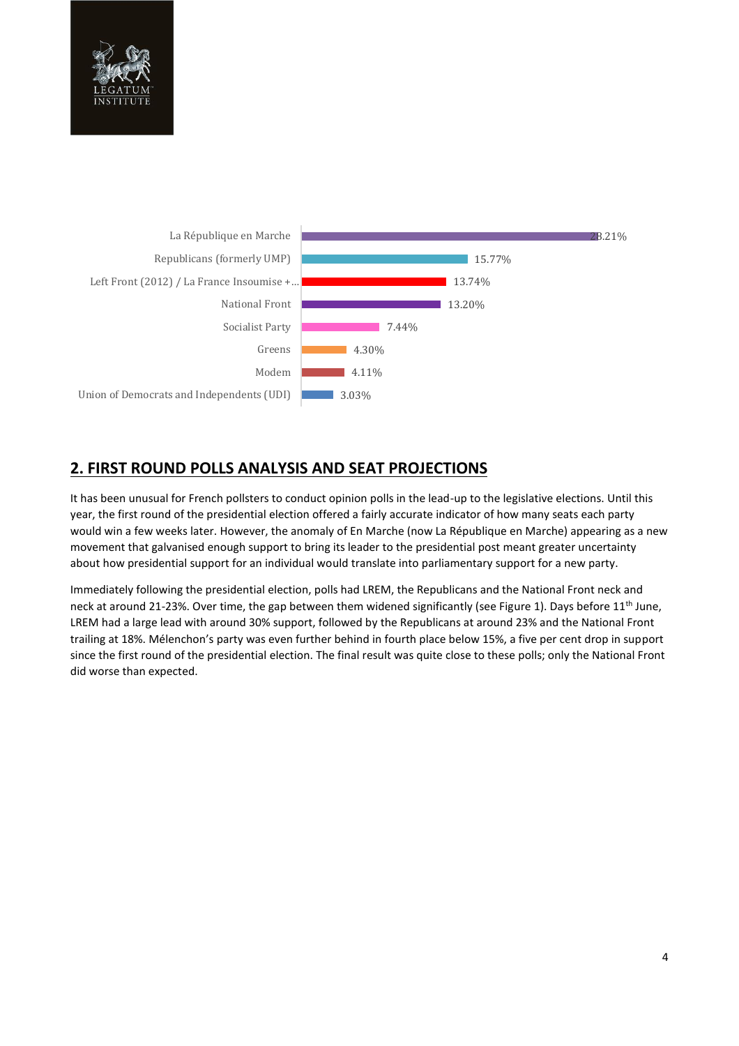| Party | Share |
| --- | --- |
| La République en Marche | 28.21% |
| Republicans (formerly UMP) | 15.77% |
| Left Front (2012) / La France Insoumise +... | 13.74% |
| National Front | 13.20% |
| Socialist Party | 7.44% |
| Greens | 4.30% |
| Modem | 4.11% |
| Union of Democrats and Independents (UDI) | 3.03% |

## 2. FIRST ROUND POLLS ANALYSIS AND SEAT PROJECTIONS

It has been unusual for French pollsters to conduct opinion polls in the lead-up to the legislative elections. Until this year, the first round of the presidential election offered a fairly accurate indicator of how many seats each party would win a few weeks later. However, the anomaly of En Marche (now La République en Marche) appearing as a new movement that galvanised enough support to bring its leader to the presidential post meant greater uncertainty about how presidential support for an individual would translate into parliamentary support for a new party.

Immediately following the presidential election, polls had LREM, the Republicans and the National Front neck and neck at around 21-23%. Over time, the gap between them widened significantly (see Figure 1). Days before 11th June, LREM had a large lead with around 30% support, followed by the Republicans at around 23% and the National Front trailing at 18%. Mélenchon's party was even further behind in fourth place below 15%, a five per cent drop in support since the first round of the presidential election. The final result was quite close to these polls; only the National Front did worse than expected.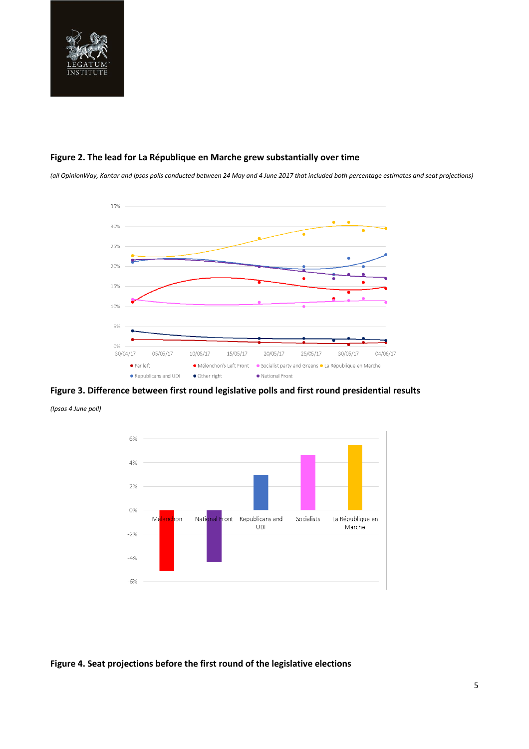**Figure 2. The lead for La République en Marche grew substantially over time**

*(all OpinionWay, Kantar and Ipsos polls conducted between 24 May and 4 June 2017 that included both percentage estimates and seat projections)*

**Figure 3. Difference between first round legislative polls and first round presidential results**

*(Ipsos 4 June poll)*

**Figure 4. Seat projections before the first round of the legislative elections**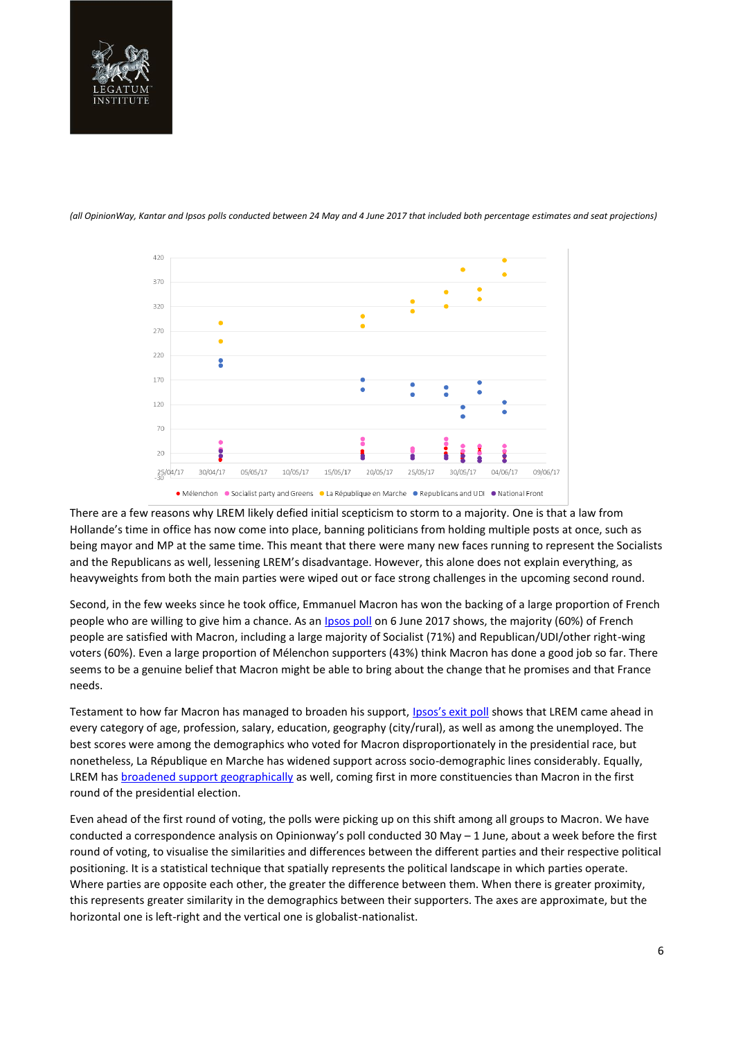*(all OpinionWay, Kantar and Ipsos polls conducted between 24 May and 4 June 2017 that included both percentage estimates and seat projections)*

There are a few reasons why LREM likely defied initial scepticism to storm to a majority. One is that a law from Hollande's time in office has now come into place, banning politicians from holding multiple posts at once, such as being mayor and MP at the same time. This meant that there were many new faces running to represent the Socialists and the Republicans as well, lessening LREM's disadvantage. However, this alone does not explain everything, as heavyweights from both the main parties were wiped out or face strong challenges in the upcoming second round.

Second, in the few weeks since he took office, Emmanuel Macron has won the backing of a large proportion of French people who are willing to give him a chance. As an Ipsos poll on 6 June 2017 shows, the majority (60%) of French people are satisfied with Macron, including a large majority of Socialist (71%) and Republican/UDI/other right-wing voters (60%). Even a large proportion of Mélenchon supporters (43%) think Macron has done a good job so far. There seems to be a genuine belief that Macron might be able to bring about the change that he promises and that France needs.

Testament to how far Macron has managed to broaden his support, Ipsos's exit poll shows that LREM came ahead in every category of age, profession, salary, education, geography (city/rural), as well as among the unemployed. The best scores were among the demographics who voted for Macron disproportionately in the presidential race, but nonetheless, La République en Marche has widened support across socio-demographic lines considerably. Equally, LREM has broadened support geographically as well, coming first in more constituencies than Macron in the first round of the presidential election.

Even ahead of the first round of voting, the polls were picking up on this shift among all groups to Macron. We have conducted a correspondence analysis on Opinionway's poll conducted 30 May – 1 June, about a week before the first round of voting, to visualise the similarities and differences between the different parties and their respective political positioning. It is a statistical technique that spatially represents the political landscape in which parties operate. Where parties are opposite each other, the greater the difference between them. When there is greater proximity, this represents greater similarity in the demographics between their supporters. The axes are approximate, but the horizontal one is left-right and the vertical one is globalist-nationalist.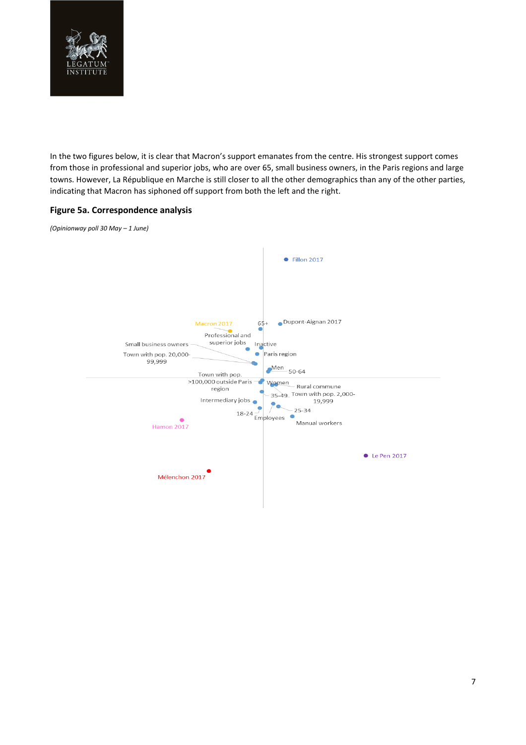In the two figures below, it is clear that Macron's support emanates from the centre. His strongest support comes from those in professional and superior jobs, who are over 65, small business owners, in the Paris regions and large towns. However, La République en Marche is still closer to all the other demographics than any of the other parties, indicating that Macron has siphoned off support from both the left and the right.

#### Figure 5a. Correspondence analysis

*(Opinionway poll 30 May – 1 June)*

Fillon 2017

Macron 2017 65+ Dupont-Aignan 2017

Professional and superior jobs

Small business owners Inactive

Town with pop. 20,000-99,999 Paris region

Men 50-64

Town with pop. >100,000 outside Paris region Women Rural commune

35-49 Town with pop. 2,000-19,999

Intermediary jobs

18-24 25-34

Employees Manual workers

Hamon 2017

Le Pen 2017

Mélenchon 2017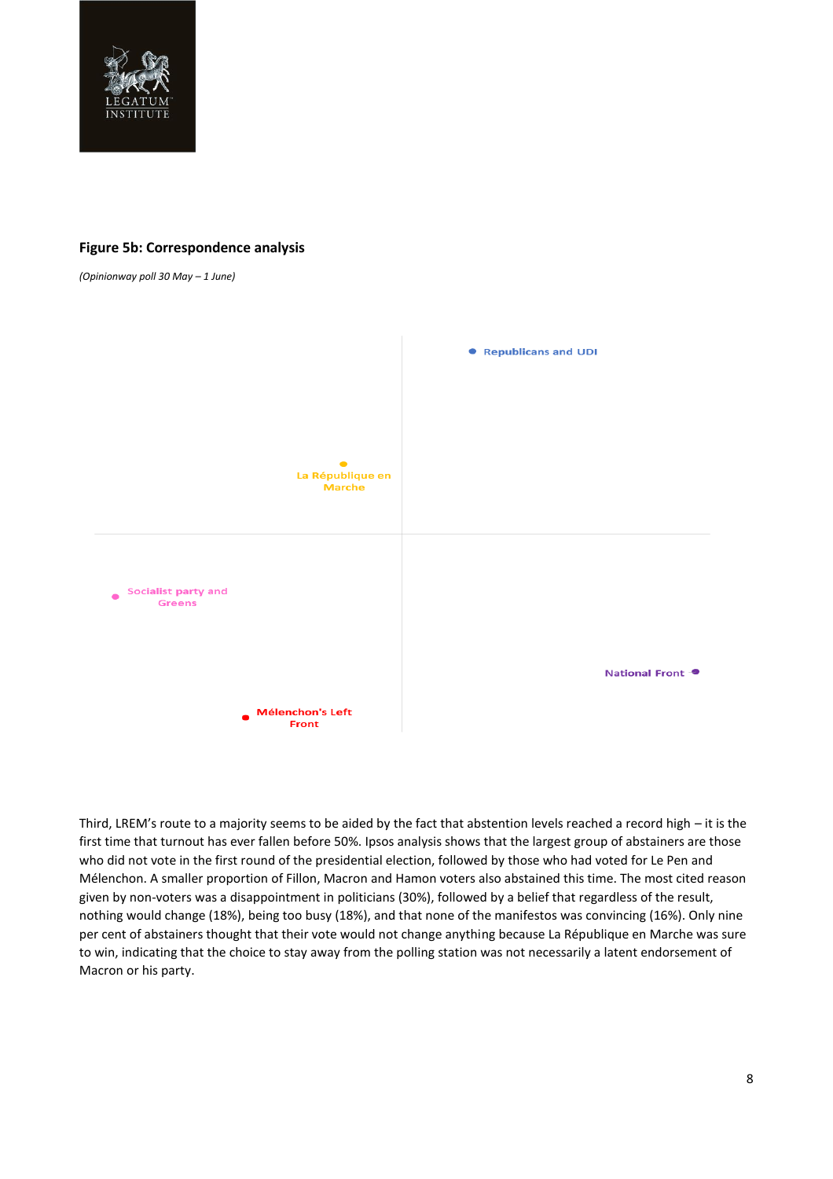**Figure 5b: Correspondence analysis**

*(Opinionway poll 30 May – 1 June)*

Republicans and UDI

La République en Marche

Socialist party and Greens

National Front

Mélenchon's Left Front

Third, LREM's route to a majority seems to be aided by the fact that abstention levels reached a record high – it is the first time that turnout has ever fallen before 50%. Ipsos analysis shows that the largest group of abstainers are those who did not vote in the first round of the presidential election, followed by those who had voted for Le Pen and Mélenchon. A smaller proportion of Fillon, Macron and Hamon voters also abstained this time. The most cited reason given by non-voters was a disappointment in politicians (30%), followed by a belief that regardless of the result, nothing would change (18%), being too busy (18%), and that none of the manifestos was convincing (16%). Only nine per cent of abstainers thought that their vote would not change anything because La République en Marche was sure to win, indicating that the choice to stay away from the polling station was not necessarily a latent endorsement of Macron or his party.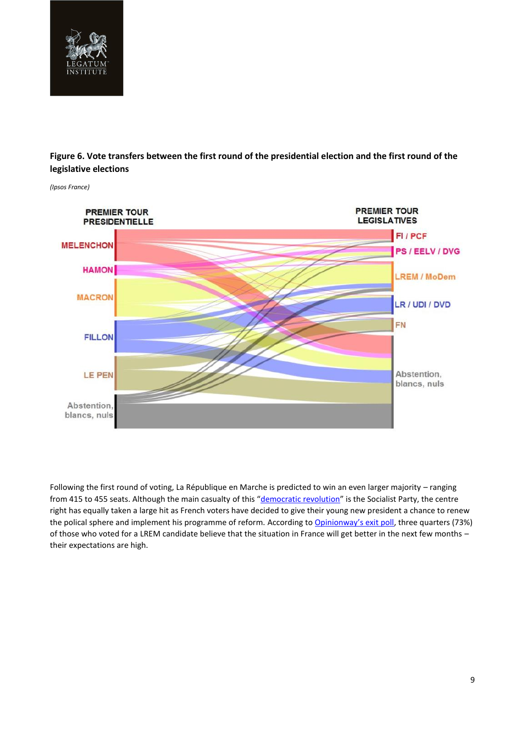**Figure 6. Vote transfers between the first round of the presidential election and the first round of the legislative elections**

*(Ipsos France)*

Following the first round of voting, La République en Marche is predicted to win an even larger majority – ranging from 415 to 455 seats. Although the main casualty of this "democratic revolution" is the Socialist Party, the centre right has equally taken a large hit as French voters have decided to give their young new president a chance to renew the polical sphere and implement his programme of reform. According to Opinionway's exit poll, three quarters (73%) of those who voted for a LREM candidate believe that the situation in France will get better in the next few months – their expectations are high.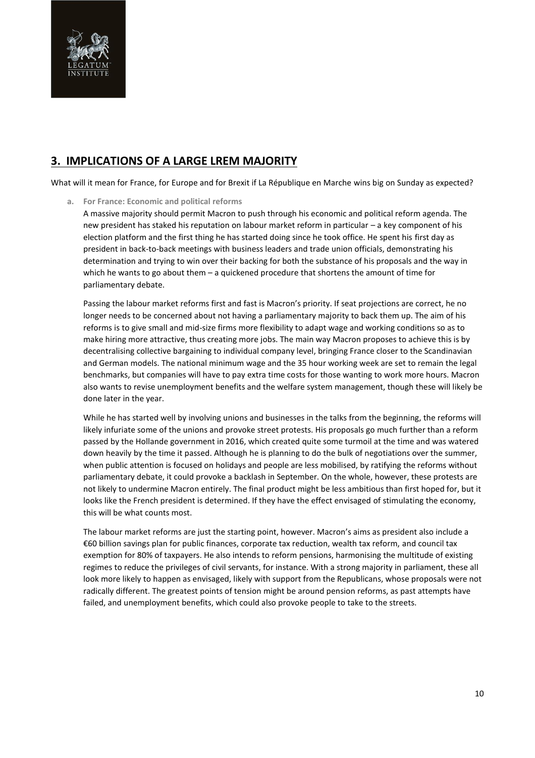## 3. IMPLICATIONS OF A LARGE LREM MAJORITY

What will it mean for France, for Europe and for Brexit if La République en Marche wins big on Sunday as expected?

### a. For France: Economic and political reforms

A massive majority should permit Macron to push through his economic and political reform agenda. The new president has staked his reputation on labour market reform in particular – a key component of his election platform and the first thing he has started doing since he took office. He spent his first day as president in back-to-back meetings with business leaders and trade union officials, demonstrating his determination and trying to win over their backing for both the substance of his proposals and the way in which he wants to go about them – a quickened procedure that shortens the amount of time for parliamentary debate.

Passing the labour market reforms first and fast is Macron's priority. If seat projections are correct, he no longer needs to be concerned about not having a parliamentary majority to back them up. The aim of his reforms is to give small and mid-size firms more flexibility to adapt wage and working conditions so as to make hiring more attractive, thus creating more jobs. The main way Macron proposes to achieve this is by decentralising collective bargaining to individual company level, bringing France closer to the Scandinavian and German models. The national minimum wage and the 35 hour working week are set to remain the legal benchmarks, but companies will have to pay extra time costs for those wanting to work more hours. Macron also wants to revise unemployment benefits and the welfare system management, though these will likely be done later in the year.

While he has started well by involving unions and businesses in the talks from the beginning, the reforms will likely infuriate some of the unions and provoke street protests. His proposals go much further than a reform passed by the Hollande government in 2016, which created quite some turmoil at the time and was watered down heavily by the time it passed. Although he is planning to do the bulk of negotiations over the summer, when public attention is focused on holidays and people are less mobilised, by ratifying the reforms without parliamentary debate, it could provoke a backlash in September. On the whole, however, these protests are not likely to undermine Macron entirely. The final product might be less ambitious than first hoped for, but it looks like the French president is determined. If they have the effect envisaged of stimulating the economy, this will be what counts most.

The labour market reforms are just the starting point, however. Macron's aims as president also include a €60 billion savings plan for public finances, corporate tax reduction, wealth tax reform, and council tax exemption for 80% of taxpayers. He also intends to reform pensions, harmonising the multitude of existing regimes to reduce the privileges of civil servants, for instance. With a strong majority in parliament, these all look more likely to happen as envisaged, likely with support from the Republicans, whose proposals were not radically different. The greatest points of tension might be around pension reforms, as past attempts have failed, and unemployment benefits, which could also provoke people to take to the streets.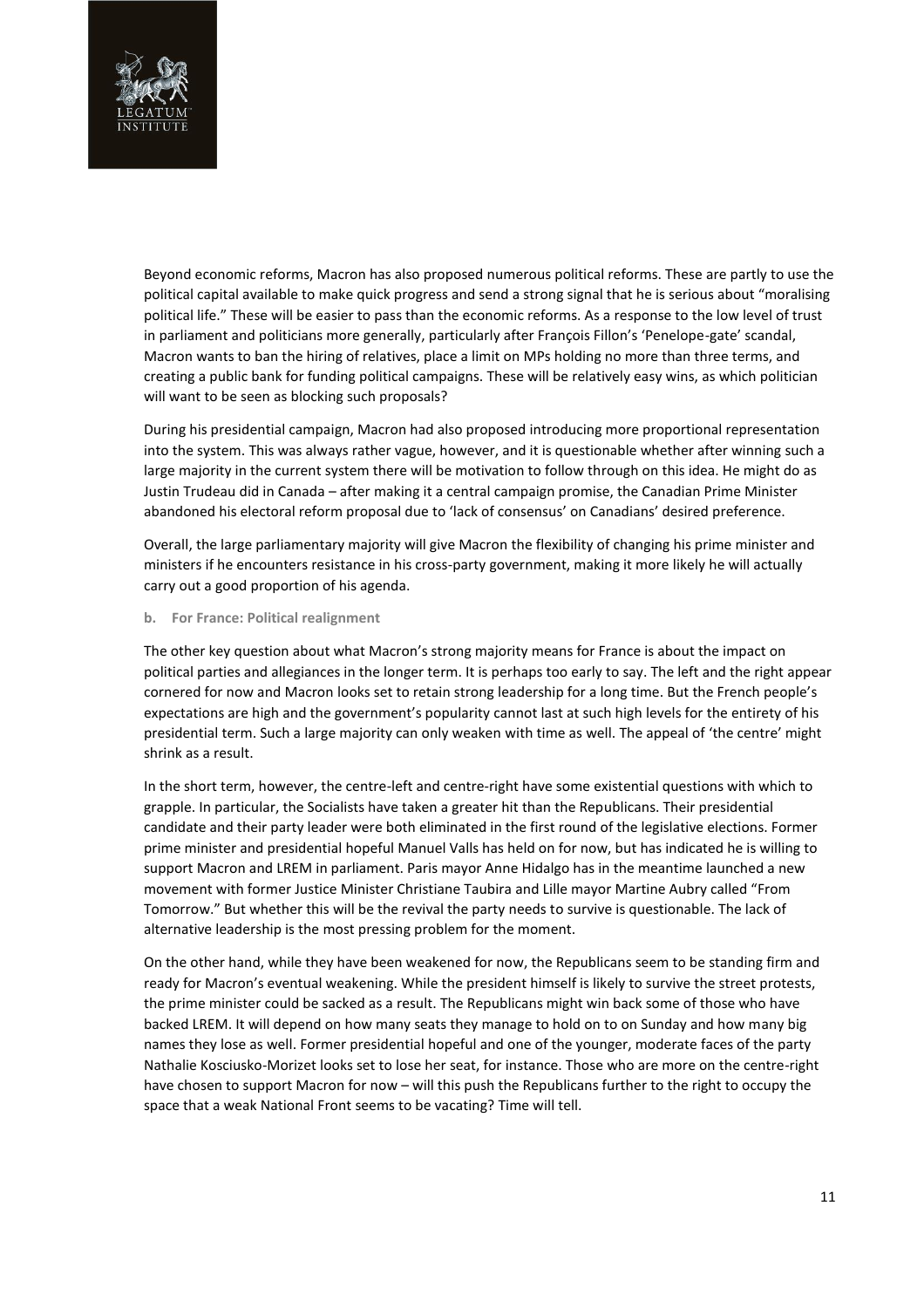Beyond economic reforms, Macron has also proposed numerous political reforms. These are partly to use the political capital available to make quick progress and send a strong signal that he is serious about "moralising political life." These will be easier to pass than the economic reforms. As a response to the low level of trust in parliament and politicians more generally, particularly after François Fillon's 'Penelope-gate' scandal, Macron wants to ban the hiring of relatives, place a limit on MPs holding no more than three terms, and creating a public bank for funding political campaigns. These will be relatively easy wins, as which politician will want to be seen as blocking such proposals?

During his presidential campaign, Macron had also proposed introducing more proportional representation into the system. This was always rather vague, however, and it is questionable whether after winning such a large majority in the current system there will be motivation to follow through on this idea. He might do as Justin Trudeau did in Canada – after making it a central campaign promise, the Canadian Prime Minister abandoned his electoral reform proposal due to 'lack of consensus' on Canadians' desired preference.

Overall, the large parliamentary majority will give Macron the flexibility of changing his prime minister and ministers if he encounters resistance in his cross-party government, making it more likely he will actually carry out a good proportion of his agenda.

### b. For France: Political realignment

The other key question about what Macron's strong majority means for France is about the impact on political parties and allegiances in the longer term. It is perhaps too early to say. The left and the right appear cornered for now and Macron looks set to retain strong leadership for a long time. But the French people's expectations are high and the government's popularity cannot last at such high levels for the entirety of his presidential term. Such a large majority can only weaken with time as well. The appeal of 'the centre' might shrink as a result.

In the short term, however, the centre-left and centre-right have some existential questions with which to grapple. In particular, the Socialists have taken a greater hit than the Republicans. Their presidential candidate and their party leader were both eliminated in the first round of the legislative elections. Former prime minister and presidential hopeful Manuel Valls has held on for now, but has indicated he is willing to support Macron and LREM in parliament. Paris mayor Anne Hidalgo has in the meantime launched a new movement with former Justice Minister Christiane Taubira and Lille mayor Martine Aubry called "From Tomorrow." But whether this will be the revival the party needs to survive is questionable. The lack of alternative leadership is the most pressing problem for the moment.

On the other hand, while they have been weakened for now, the Republicans seem to be standing firm and ready for Macron's eventual weakening. While the president himself is likely to survive the street protests, the prime minister could be sacked as a result. The Republicans might win back some of those who have backed LREM. It will depend on how many seats they manage to hold on to on Sunday and how many big names they lose as well. Former presidential hopeful and one of the younger, moderate faces of the party Nathalie Kosciusko-Morizet looks set to lose her seat, for instance. Those who are more on the centre-right have chosen to support Macron for now – will this push the Republicans further to the right to occupy the space that a weak National Front seems to be vacating? Time will tell.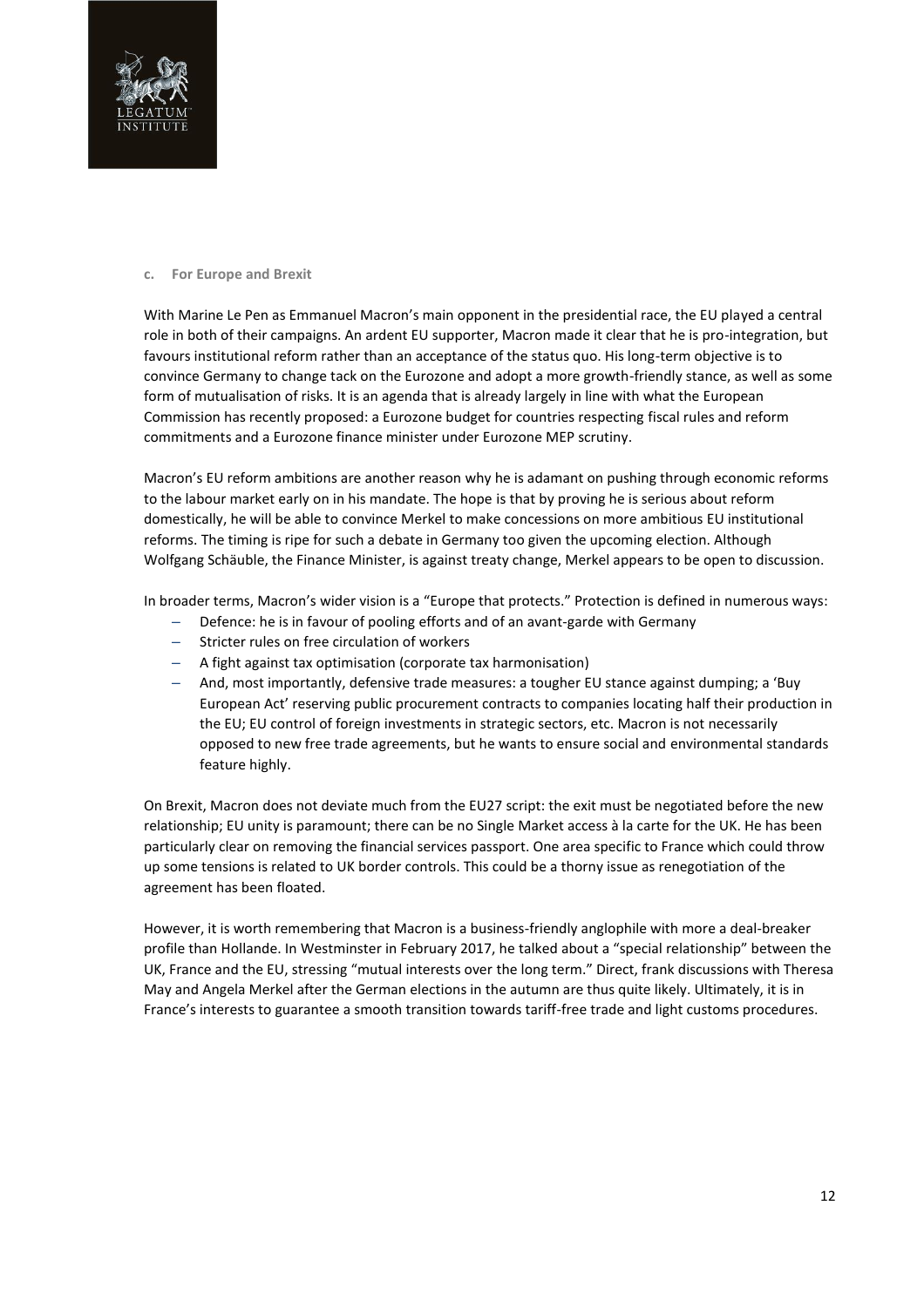### c. For Europe and Brexit

With Marine Le Pen as Emmanuel Macron's main opponent in the presidential race, the EU played a central role in both of their campaigns. An ardent EU supporter, Macron made it clear that he is pro-integration, but favours institutional reform rather than an acceptance of the status quo. His long-term objective is to convince Germany to change tack on the Eurozone and adopt a more growth-friendly stance, as well as some form of mutualisation of risks. It is an agenda that is already largely in line with what the European Commission has recently proposed: a Eurozone budget for countries respecting fiscal rules and reform commitments and a Eurozone finance minister under Eurozone MEP scrutiny.

Macron's EU reform ambitions are another reason why he is adamant on pushing through economic reforms to the labour market early on in his mandate. The hope is that by proving he is serious about reform domestically, he will be able to convince Merkel to make concessions on more ambitious EU institutional reforms. The timing is ripe for such a debate in Germany too given the upcoming election. Although Wolfgang Schäuble, the Finance Minister, is against treaty change, Merkel appears to be open to discussion.

In broader terms, Macron's wider vision is a "Europe that protects." Protection is defined in numerous ways:

- Defence: he is in favour of pooling efforts and of an avant-garde with Germany
- Stricter rules on free circulation of workers
- A fight against tax optimisation (corporate tax harmonisation)
- And, most importantly, defensive trade measures: a tougher EU stance against dumping; a 'Buy European Act' reserving public procurement contracts to companies locating half their production in the EU; EU control of foreign investments in strategic sectors, etc. Macron is not necessarily opposed to new free trade agreements, but he wants to ensure social and environmental standards feature highly.

On Brexit, Macron does not deviate much from the EU27 script: the exit must be negotiated before the new relationship; EU unity is paramount; there can be no Single Market access à la carte for the UK. He has been particularly clear on removing the financial services passport. One area specific to France which could throw up some tensions is related to UK border controls. This could be a thorny issue as renegotiation of the agreement has been floated.

However, it is worth remembering that Macron is a business-friendly anglophile with more a deal-breaker profile than Hollande. In Westminster in February 2017, he talked about a "special relationship" between the UK, France and the EU, stressing "mutual interests over the long term." Direct, frank discussions with Theresa May and Angela Merkel after the German elections in the autumn are thus quite likely. Ultimately, it is in France's interests to guarantee a smooth transition towards tariff-free trade and light customs procedures.